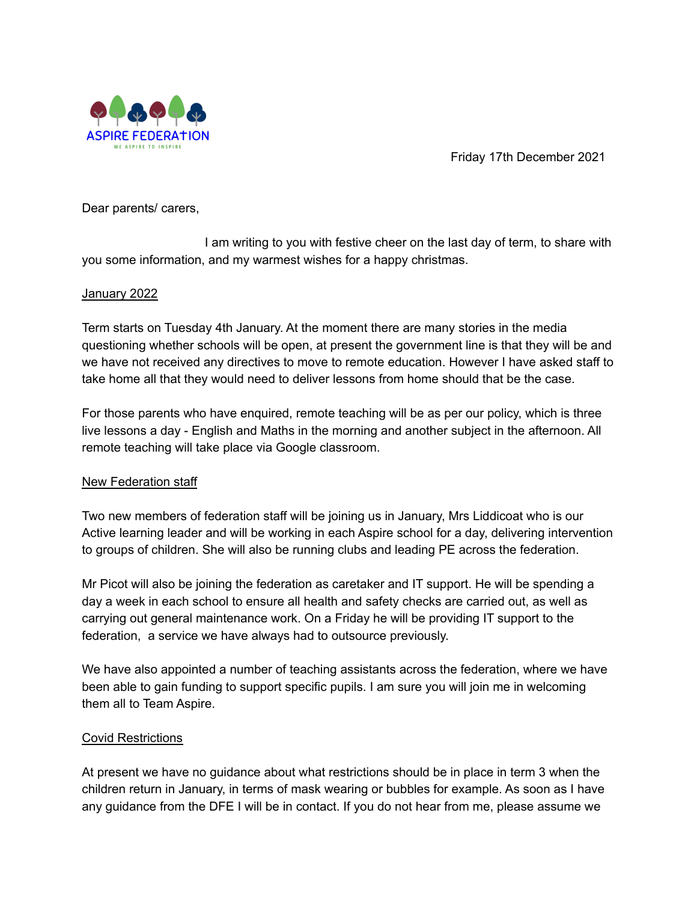ASPIRE FEDERATION

WE ASPIRE TO INSPIRE

Friday 17th December 2021

Dear parents/ carers,

I am writing to you with festive cheer on the last day of term, to share with you some information, and my warmest wishes for a happy christmas.

## January 2022

Term starts on Tuesday 4th January. At the moment there are many stories in the media questioning whether schools will be open, at present the government line is that they will be and we have not received any directives to move to remote education. However I have asked staff to take home all that they would need to deliver lessons from home should that be the case.

For those parents who have enquired, remote teaching will be as per our policy, which is three live lessons a day - English and Maths in the morning and another subject in the afternoon. All remote teaching will take place via Google classroom.

## New Federation staff

Two new members of federation staff will be joining us in January, Mrs Liddicoat who is our Active learning leader and will be working in each Aspire school for a day, delivering intervention to groups of children. She will also be running clubs and leading PE across the federation.

Mr Picot will also be joining the federation as caretaker and IT support. He will be spending a day a week in each school to ensure all health and safety checks are carried out, as well as carrying out general maintenance work. On a Friday he will be providing IT support to the federation, a service we have always had to outsource previously.

We have also appointed a number of teaching assistants across the federation, where we have been able to gain funding to support specific pupils. I am sure you will join me in welcoming them all to Team Aspire.

## Covid Restrictions

At present we have no guidance about what restrictions should be in place in term 3 when the children return in January, in terms of mask wearing or bubbles for example. As soon as I have any guidance from the DFE I will be in contact. If you do not hear from me, please assume we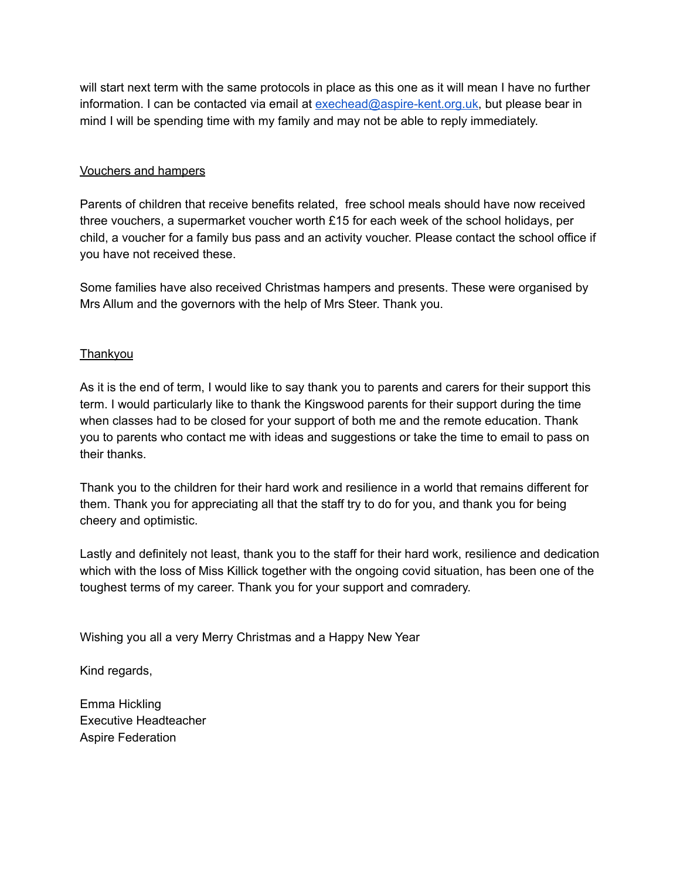will start next term with the same protocols in place as this one as it will mean I have no further information. I can be contacted via email at [exechead@aspire-kent.org.uk](mailto:exechead@aspire-kent.org.uk), but please bear in mind I will be spending time with my family and may not be able to reply immediately.

<u>Vouchers and hampers</u>

Parents of children that receive benefits related,  free school meals should have now received three vouchers, a supermarket voucher worth £15 for each week of the school holidays, per child, a voucher for a family bus pass and an activity voucher. Please contact the school office if you have not received these.

Some families have also received Christmas hampers and presents. These were organised by Mrs Allum and the governors with the help of Mrs Steer. Thank you.

<u>Thankyou</u>

As it is the end of term, I would like to say thank you to parents and carers for their support this term. I would particularly like to thank the Kingswood parents for their support during the time when classes had to be closed for your support of both me and the remote education. Thank you to parents who contact me with ideas and suggestions or take the time to email to pass on their thanks.

Thank you to the children for their hard work and resilience in a world that remains different for them. Thank you for appreciating all that the staff try to do for you, and thank you for being cheery and optimistic.

Lastly and definitely not least, thank you to the staff for their hard work, resilience and dedication which with the loss of Miss Killick together with the ongoing covid situation, has been one of the toughest terms of my career. Thank you for your support and comradery.

Wishing you all a very Merry Christmas and a Happy New Year

Kind regards,

Emma Hickling
Executive Headteacher
Aspire Federation